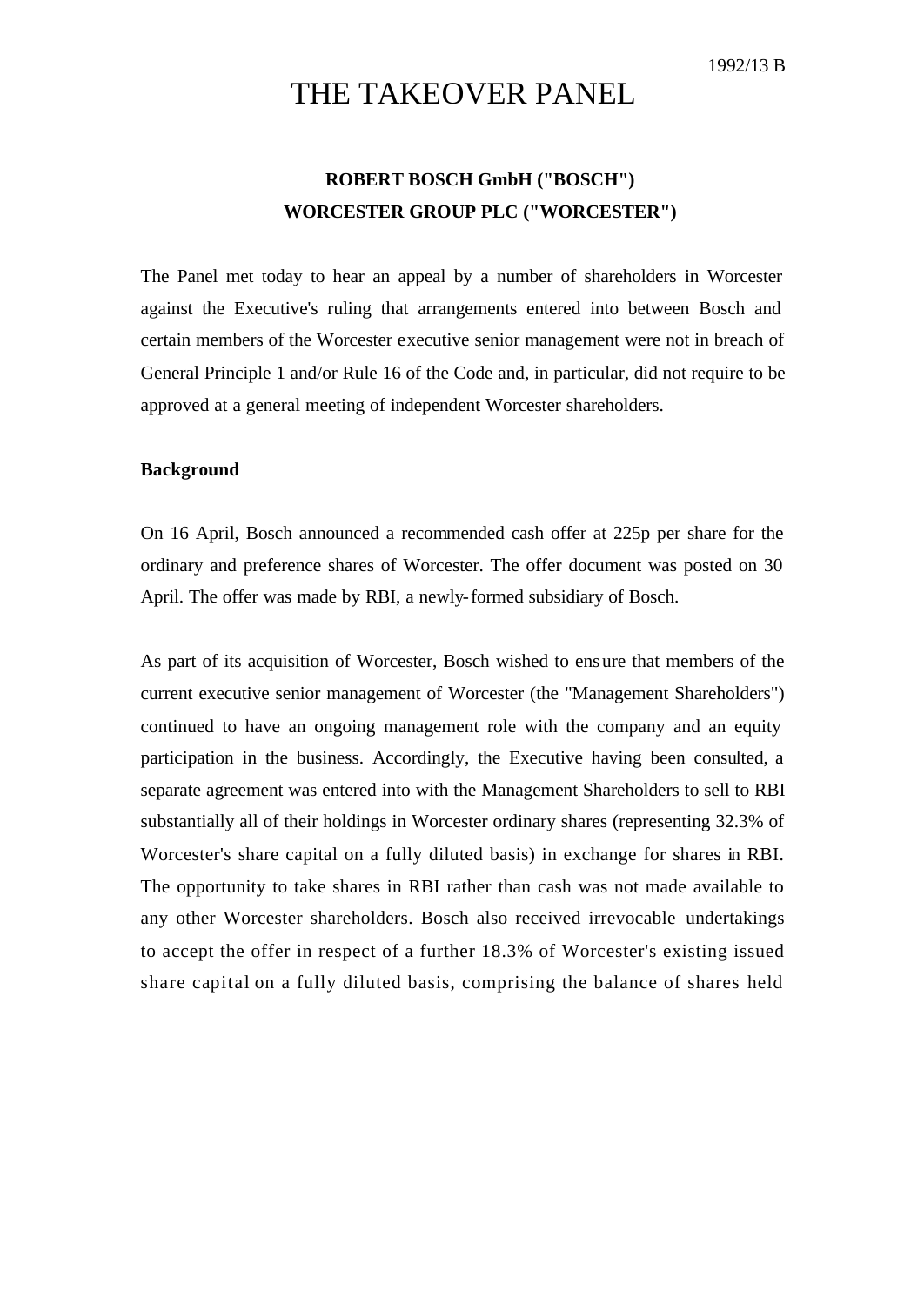1992/13 B

# THE TAKEOVER PANEL

## ROBERT BOSCH GmbH ("BOSCH")
## WORCESTER GROUP PLC ("WORCESTER")

The Panel met today to hear an appeal by a number of shareholders in Worcester against the Executive's ruling that arrangements entered into between Bosch and certain members of the Worcester executive senior management were not in breach of General Principle 1 and/or Rule 16 of the Code and, in particular, did not require to be approved at a general meeting of independent Worcester shareholders.

**Background**

On 16 April, Bosch announced a recommended cash offer at 225p per share for the ordinary and preference shares of Worcester. The offer document was posted on 30 April. The offer was made by RBI, a newly-formed subsidiary of Bosch.

As part of its acquisition of Worcester, Bosch wished to ensure that members of the current executive senior management of Worcester (the "Management Shareholders") continued to have an ongoing management role with the company and an equity participation in the business. Accordingly, the Executive having been consulted, a separate agreement was entered into with the Management Shareholders to sell to RBI substantially all of their holdings in Worcester ordinary shares (representing 32.3% of Worcester's share capital on a fully diluted basis) in exchange for shares in RBI. The opportunity to take shares in RBI rather than cash was not made available to any other Worcester shareholders. Bosch also received irrevocable undertakings to accept the offer in respect of a further 18.3% of Worcester's existing issued share capital on a fully diluted basis, comprising the balance of shares held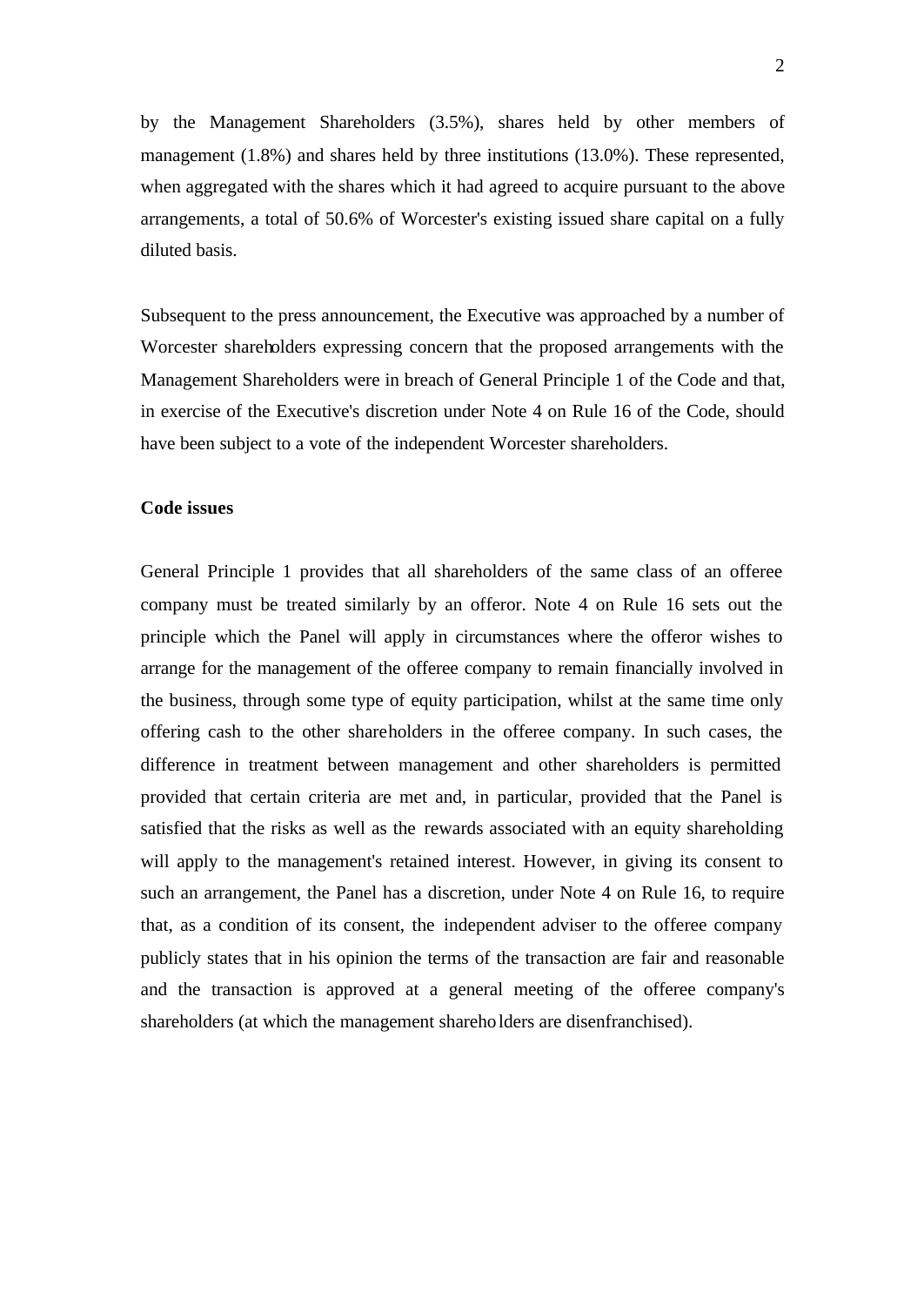by the Management Shareholders (3.5%), shares held by other members of management (1.8%) and shares held by three institutions (13.0%). These represented, when aggregated with the shares which it had agreed to acquire pursuant to the above arrangements, a total of 50.6% of Worcester's existing issued share capital on a fully diluted basis.

Subsequent to the press announcement, the Executive was approached by a number of Worcester shareholders expressing concern that the proposed arrangements with the Management Shareholders were in breach of General Principle 1 of the Code and that, in exercise of the Executive's discretion under Note 4 on Rule 16 of the Code, should have been subject to a vote of the independent Worcester shareholders.

**Code issues**

General Principle 1 provides that all shareholders of the same class of an offeree company must be treated similarly by an offeror. Note 4 on Rule 16 sets out the principle which the Panel will apply in circumstances where the offeror wishes to arrange for the management of the offeree company to remain financially involved in the business, through some type of equity participation, whilst at the same time only offering cash to the other shareholders in the offeree company. In such cases, the difference in treatment between management and other shareholders is permitted provided that certain criteria are met and, in particular, provided that the Panel is satisfied that the risks as well as the rewards associated with an equity shareholding will apply to the management's retained interest. However, in giving its consent to such an arrangement, the Panel has a discretion, under Note 4 on Rule 16, to require that, as a condition of its consent, the independent adviser to the offeree company publicly states that in his opinion the terms of the transaction are fair and reasonable and the transaction is approved at a general meeting of the offeree company's shareholders (at which the management shareholders are disenfranchised).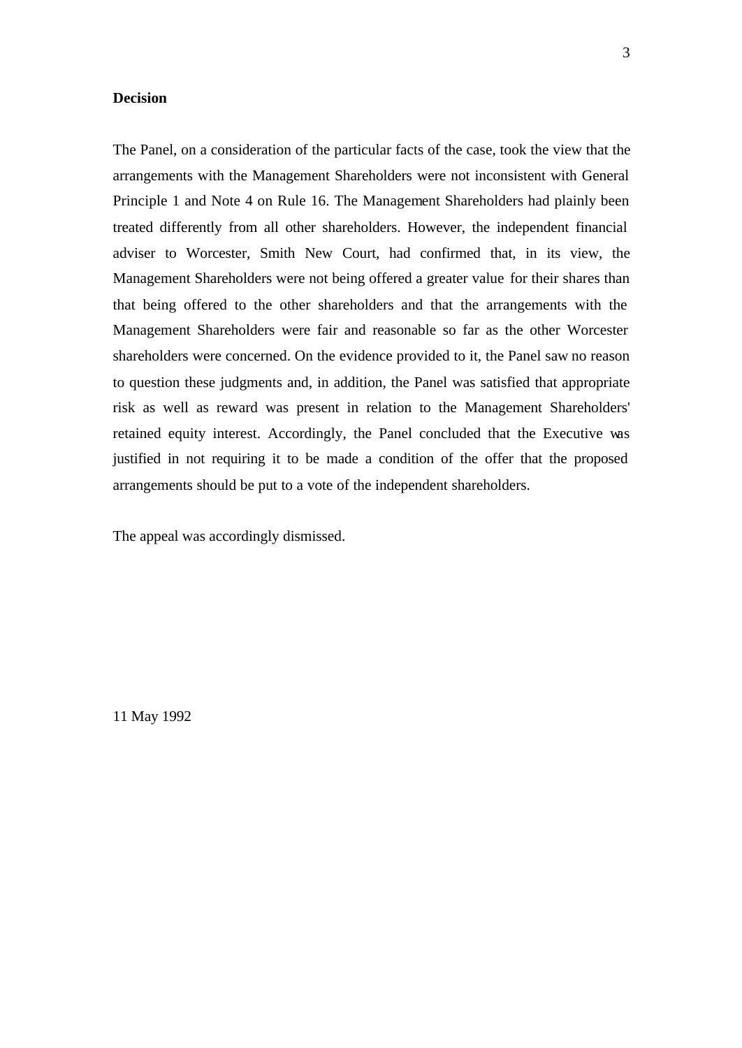**Decision**

The Panel, on a consideration of the particular facts of the case, took the view that the arrangements with the Management Shareholders were not inconsistent with General Principle 1 and Note 4 on Rule 16. The Management Shareholders had plainly been treated differently from all other shareholders. However, the independent financial adviser to Worcester, Smith New Court, had confirmed that, in its view, the Management Shareholders were not being offered a greater value for their shares than that being offered to the other shareholders and that the arrangements with the Management Shareholders were fair and reasonable so far as the other Worcester shareholders were concerned. On the evidence provided to it, the Panel saw no reason to question these judgments and, in addition, the Panel was satisfied that appropriate risk as well as reward was present in relation to the Management Shareholders' retained equity interest. Accordingly, the Panel concluded that the Executive was justified in not requiring it to be made a condition of the offer that the proposed arrangements should be put to a vote of the independent shareholders.

The appeal was accordingly dismissed.

11 May 1992